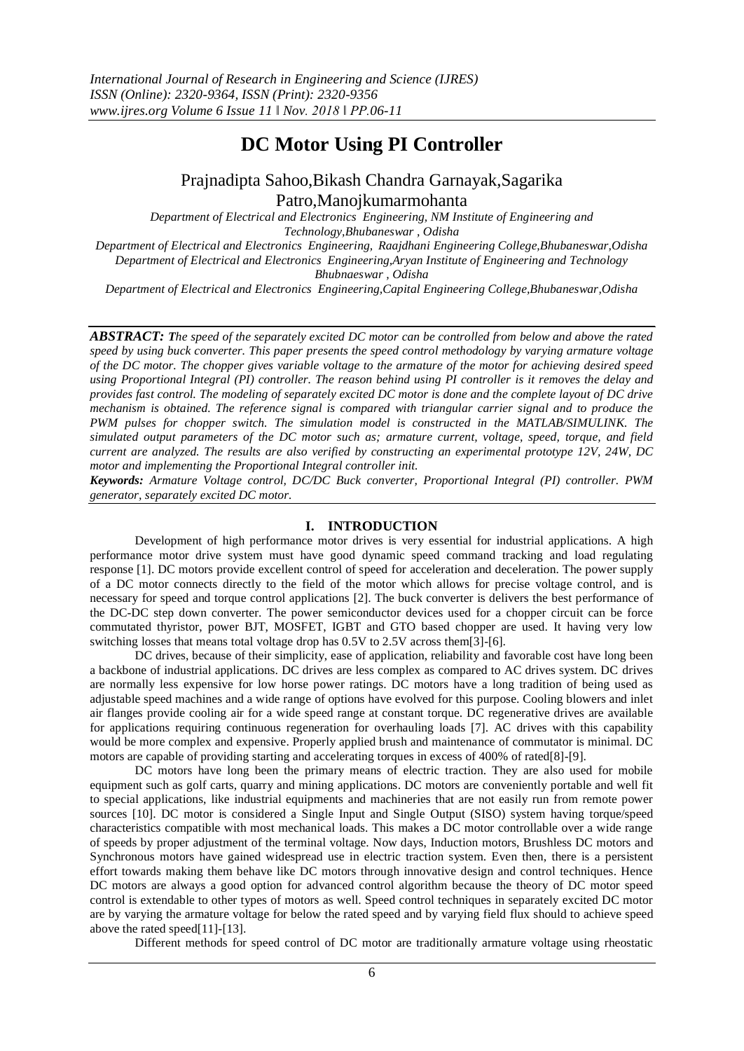# DC Motor Using PI Controller

Prajnadipta Sahoo,Bikash Chandra Garnayak,Sagarika Patro,Manojkumarmohanta

*Department of Electrical and Electronics Engineering, NM Institute of Engineering and Technology,Bhubaneswar , Odisha*
*Department of Electrical and Electronics Engineering, Raajdhani Engineering College,Bhubaneswar,Odisha*
*Department of Electrical and Electronics Engineering,Aryan Institute of Engineering and Technology Bhubnaeswar , Odisha*
*Department of Electrical and Electronics Engineering,Capital Engineering College,Bhubaneswar,Odisha*

***ABSTRACT:*** *The speed of the separately excited DC motor can be controlled from below and above the rated speed by using buck converter. This paper presents the speed control methodology by varying armature voltage of the DC motor. The chopper gives variable voltage to the armature of the motor for achieving desired speed using Proportional Integral (PI) controller. The reason behind using PI controller is it removes the delay and provides fast control. The modeling of separately excited DC motor is done and the complete layout of DC drive mechanism is obtained. The reference signal is compared with triangular carrier signal and to produce the PWM pulses for chopper switch. The simulation model is constructed in the MATLAB/SIMULINK. The simulated output parameters of the DC motor such as; armature current, voltage, speed, torque, and field current are analyzed. The results are also verified by constructing an experimental prototype 12V, 24W, DC motor and implementing the Proportional Integral controller init.*

***Keywords:*** *Armature Voltage control, DC/DC Buck converter, Proportional Integral (PI) controller. PWM generator, separately excited DC motor.*

## I. INTRODUCTION

Development of high performance motor drives is very essential for industrial applications. A high performance motor drive system must have good dynamic speed command tracking and load regulating response [1]. DC motors provide excellent control of speed for acceleration and deceleration. The power supply of a DC motor connects directly to the field of the motor which allows for precise voltage control, and is necessary for speed and torque control applications [2]. The buck converter is delivers the best performance of the DC-DC step down converter. The power semiconductor devices used for a chopper circuit can be force commutated thyristor, power BJT, MOSFET, IGBT and GTO based chopper are used. It having very low switching losses that means total voltage drop has 0.5V to 2.5V across them[3]-[6].

DC drives, because of their simplicity, ease of application, reliability and favorable cost have long been a backbone of industrial applications. DC drives are less complex as compared to AC drives system. DC drives are normally less expensive for low horse power ratings. DC motors have a long tradition of being used as adjustable speed machines and a wide range of options have evolved for this purpose. Cooling blowers and inlet air flanges provide cooling air for a wide speed range at constant torque. DC regenerative drives are available for applications requiring continuous regeneration for overhauling loads [7]. AC drives with this capability would be more complex and expensive. Properly applied brush and maintenance of commutator is minimal. DC motors are capable of providing starting and accelerating torques in excess of 400% of rated[8]-[9].

DC motors have long been the primary means of electric traction. They are also used for mobile equipment such as golf carts, quarry and mining applications. DC motors are conveniently portable and well fit to special applications, like industrial equipments and machineries that are not easily run from remote power sources [10]. DC motor is considered a Single Input and Single Output (SISO) system having torque/speed characteristics compatible with most mechanical loads. This makes a DC motor controllable over a wide range of speeds by proper adjustment of the terminal voltage. Now days, Induction motors, Brushless DC motors and Synchronous motors have gained widespread use in electric traction system. Even then, there is a persistent effort towards making them behave like DC motors through innovative design and control techniques. Hence DC motors are always a good option for advanced control algorithm because the theory of DC motor speed control is extendable to other types of motors as well. Speed control techniques in separately excited DC motor are by varying the armature voltage for below the rated speed and by varying field flux should to achieve speed above the rated speed[11]-[13].

Different methods for speed control of DC motor are traditionally armature voltage using rheostatic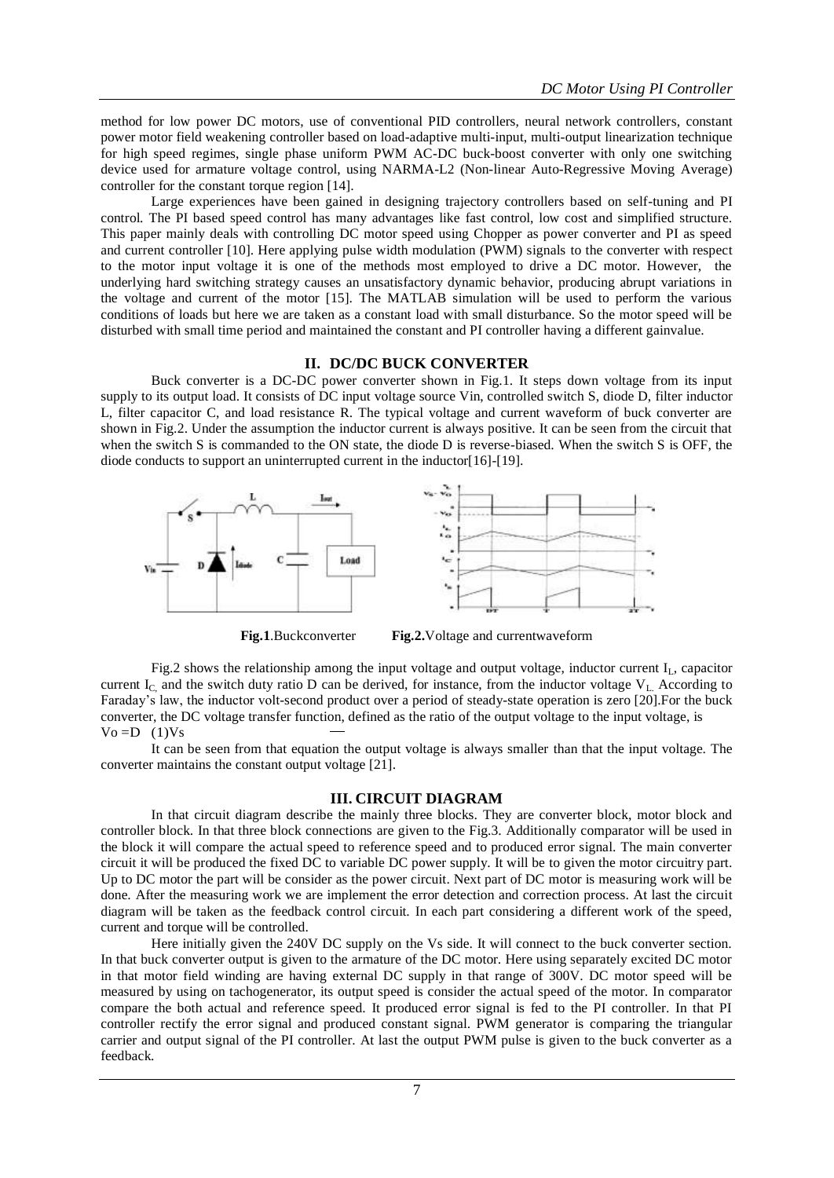method for low power DC motors, use of conventional PID controllers, neural network controllers, constant power motor field weakening controller based on load-adaptive multi-input, multi-output linearization technique for high speed regimes, single phase uniform PWM AC-DC buck-boost converter with only one switching device used for armature voltage control, using NARMA-L2 (Non-linear Auto-Regressive Moving Average) controller for the constant torque region [14].

Large experiences have been gained in designing trajectory controllers based on self-tuning and PI control. The PI based speed control has many advantages like fast control, low cost and simplified structure. This paper mainly deals with controlling DC motor speed using Chopper as power converter and PI as speed and current controller [10]. Here applying pulse width modulation (PWM) signals to the converter with respect to the motor input voltage it is one of the methods most employed to drive a DC motor. However, the underlying hard switching strategy causes an unsatisfactory dynamic behavior, producing abrupt variations in the voltage and current of the motor [15]. The MATLAB simulation will be used to perform the various conditions of loads but here we are taken as a constant load with small disturbance. So the motor speed will be disturbed with small time period and maintained the constant and PI controller having a different gainvalue.

## II. DC/DC BUCK CONVERTER

Buck converter is a DC-DC power converter shown in Fig.1. It steps down voltage from its input supply to its output load. It consists of DC input voltage source Vin, controlled switch S, diode D, filter inductor L, filter capacitor C, and load resistance R. The typical voltage and current waveform of buck converter are shown in Fig.2. Under the assumption the inductor current is always positive. It can be seen from the circuit that when the switch S is commanded to the ON state, the diode D is reverse-biased. When the switch S is OFF, the diode conducts to support an uninterrupted current in the inductor[16]-[19].

**Fig.1**.Buckconverter **Fig.2.**Voltage and currentwaveform

Fig.2 shows the relationship among the input voltage and output voltage, inductor current $I_L$, capacitor current $I_C$ and the switch duty ratio D can be derived, for instance, from the inductor voltage $V_L$. According to Faraday's law, the inductor volt-second product over a period of steady-state operation is zero [20].For the buck converter, the DC voltage transfer function, defined as the ratio of the output voltage to the input voltage, is

$$\frac{Vo}{Vs} = D \quad (1)$$

It can be seen from that equation the output voltage is always smaller than that the input voltage. The converter maintains the constant output voltage [21].

## III. CIRCUIT DIAGRAM

In that circuit diagram describe the mainly three blocks. They are converter block, motor block and controller block. In that three block connections are given to the Fig.3. Additionally comparator will be used in the block it will compare the actual speed to reference speed and to produced error signal. The main converter circuit it will be produced the fixed DC to variable DC power supply. It will be to given the motor circuitry part. Up to DC motor the part will be consider as the power circuit. Next part of DC motor is measuring work will be done. After the measuring work we are implement the error detection and correction process. At last the circuit diagram will be taken as the feedback control circuit. In each part considering a different work of the speed, current and torque will be controlled.

Here initially given the 240V DC supply on the Vs side. It will connect to the buck converter section. In that buck converter output is given to the armature of the DC motor. Here using separately excited DC motor in that motor field winding are having external DC supply in that range of 300V. DC motor speed will be measured by using on tachogenerator, its output speed is consider the actual speed of the motor. In comparator compare the both actual and reference speed. It produced error signal is fed to the PI controller. In that PI controller rectify the error signal and produced constant signal. PWM generator is comparing the triangular carrier and output signal of the PI controller. At last the output PWM pulse is given to the buck converter as a feedback.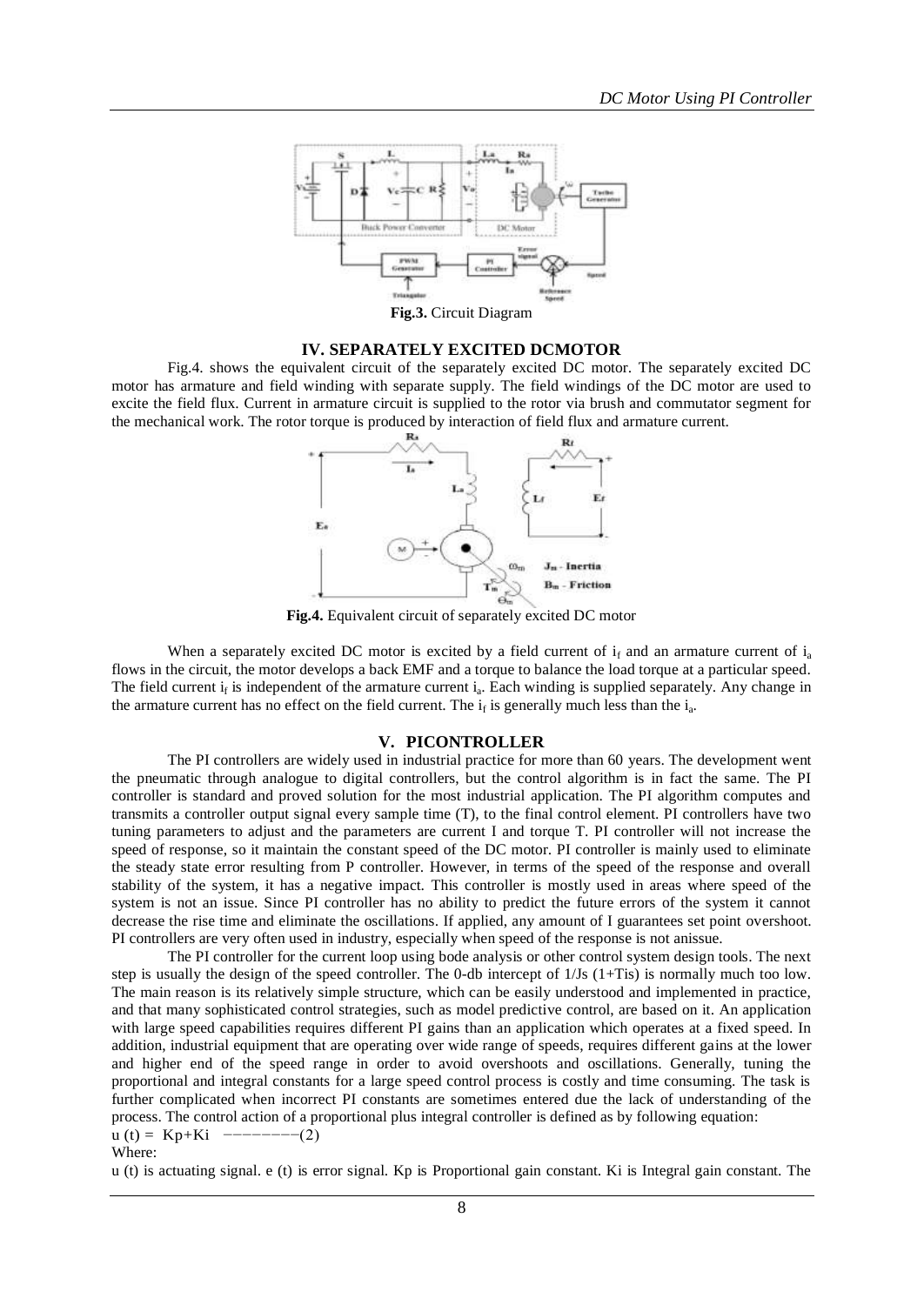**Fig.3.** Circuit Diagram

## IV. SEPARATELY EXCITED DCMOTOR

Fig.4. shows the equivalent circuit of the separately excited DC motor. The separately excited DC motor has armature and field winding with separate supply. The field windings of the DC motor are used to excite the field flux. Current in armature circuit is supplied to the rotor via brush and commutator segment for the mechanical work. The rotor torque is produced by interaction of field flux and armature current.

**Fig.4.** Equivalent circuit of separately excited DC motor

When a separately excited DC motor is excited by a field current of $i_f$ and an armature current of $i_a$ flows in the circuit, the motor develops a back EMF and a torque to balance the load torque at a particular speed. The field current $i_f$ is independent of the armature current $i_a$. Each winding is supplied separately. Any change in the armature current has no effect on the field current. The $i_f$ is generally much less than the $i_a$.

## V. PICONTROLLER

The PI controllers are widely used in industrial practice for more than 60 years. The development went the pneumatic through analogue to digital controllers, but the control algorithm is in fact the same. The PI controller is standard and proved solution for the most industrial application. The PI algorithm computes and transmits a controller output signal every sample time (T), to the final control element. PI controllers have two tuning parameters to adjust and the parameters are current I and torque T. PI controller will not increase the speed of response, so it maintain the constant speed of the DC motor. PI controller is mainly used to eliminate the steady state error resulting from P controller. However, in terms of the speed of the response and overall stability of the system, it has a negative impact. This controller is mostly used in areas where speed of the system is not an issue. Since PI controller has no ability to predict the future errors of the system it cannot decrease the rise time and eliminate the oscillations. If applied, any amount of I guarantees set point overshoot. PI controllers are very often used in industry, especially when speed of the response is not anissue.

The PI controller for the current loop using bode analysis or other control system design tools. The next step is usually the design of the speed controller. The 0-db intercept of 1/Js (1+Tis) is normally much too low. The main reason is its relatively simple structure, which can be easily understood and implemented in practice, and that many sophisticated control strategies, such as model predictive control, are based on it. An application with large speed capabilities requires different PI gains than an application which operates at a fixed speed. In addition, industrial equipment that are operating over wide range of speeds, requires different gains at the lower and higher end of the speed range in order to avoid overshoots and oscillations. Generally, tuning the proportional and integral constants for a large speed control process is costly and time consuming. The task is further complicated when incorrect PI constants are sometimes entered due the lack of understanding of the process. The control action of a proportional plus integral controller is defined as by following equation:

$u(t) = Kp + Ki$ ————————(2)

Where:

u (t) is actuating signal. e (t) is error signal. Kp is Proportional gain constant. Ki is Integral gain constant. The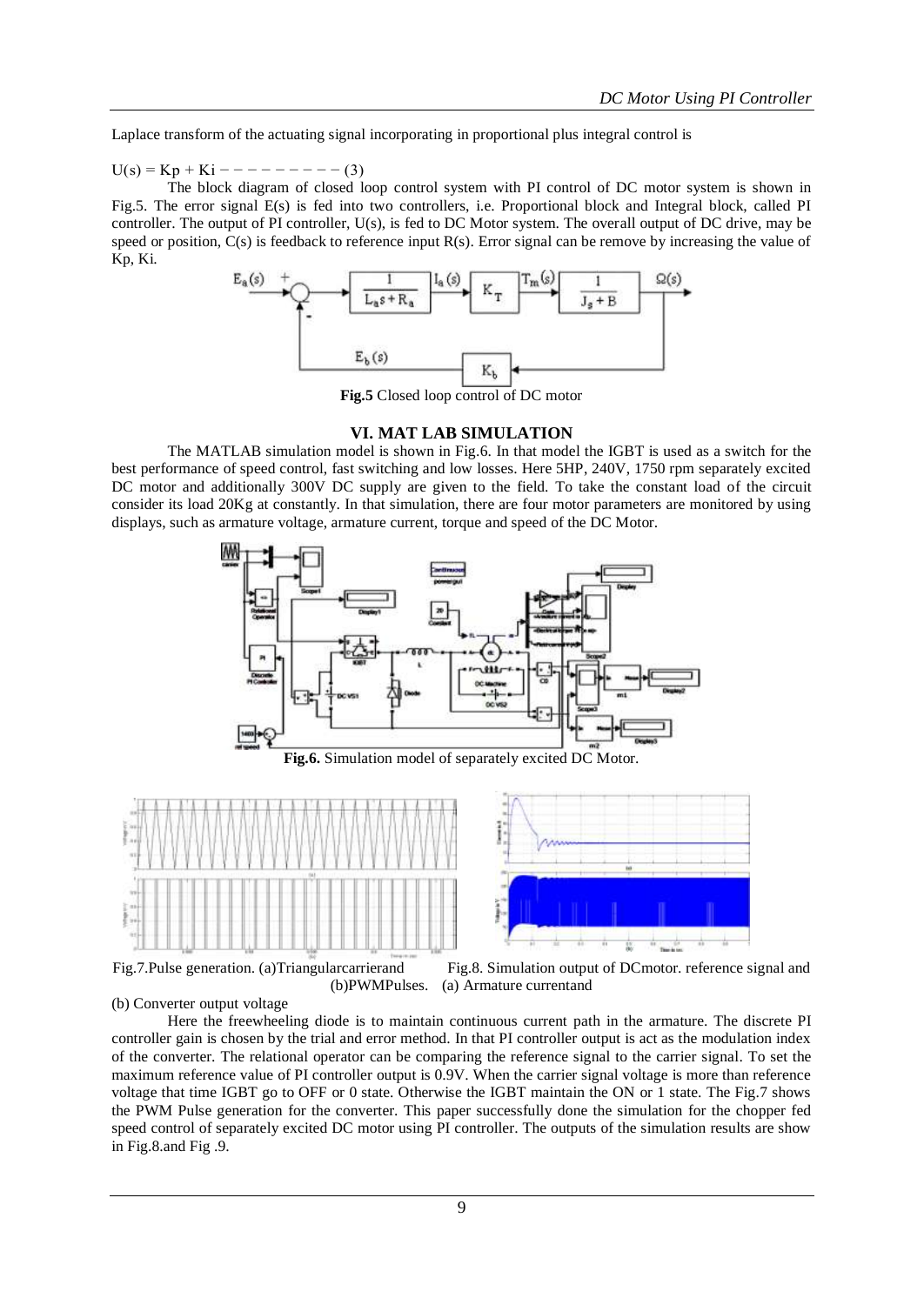Laplace transform of the actuating signal incorporating in proportional plus integral control is

$U(s) = Kp + Ki$ − − − − − − − − − (3)

The block diagram of closed loop control system with PI control of DC motor system is shown in Fig.5. The error signal E(s) is fed into two controllers, i.e. Proportional block and Integral block, called PI controller. The output of PI controller, U(s), is fed to DC Motor system. The overall output of DC drive, may be speed or position, C(s) is feedback to reference input R(s). Error signal can be remove by increasing the value of Kp, Ki.

**Fig.5** Closed loop control of DC motor

## VI. MAT LAB SIMULATION

The MATLAB simulation model is shown in Fig.6. In that model the IGBT is used as a switch for the best performance of speed control, fast switching and low losses. Here 5HP, 240V, 1750 rpm separately excited DC motor and additionally 300V DC supply are given to the field. To take the constant load of the circuit consider its load 20Kg at constantly. In that simulation, there are four motor parameters are monitored by using displays, such as armature voltage, armature current, torque and speed of the DC Motor.

**Fig.6.** Simulation model of separately excited DC Motor.

Fig.7.Pulse generation. (a)Triangularcarrierand reference signal and (b)PWMPulses.

Fig.8. Simulation output of DCmotor. (a) Armature currentand (b) Converter output voltage

Here the freewheeling diode is to maintain continuous current path in the armature. The discrete PI controller gain is chosen by the trial and error method. In that PI controller output is act as the modulation index of the converter. The relational operator can be comparing the reference signal to the carrier signal. To set the maximum reference value of PI controller output is 0.9V. When the carrier signal voltage is more than reference voltage that time IGBT go to OFF or 0 state. Otherwise the IGBT maintain the ON or 1 state. The Fig.7 shows the PWM Pulse generation for the converter. This paper successfully done the simulation for the chopper fed speed control of separately excited DC motor using PI controller. The outputs of the simulation results are show in Fig.8.and Fig .9.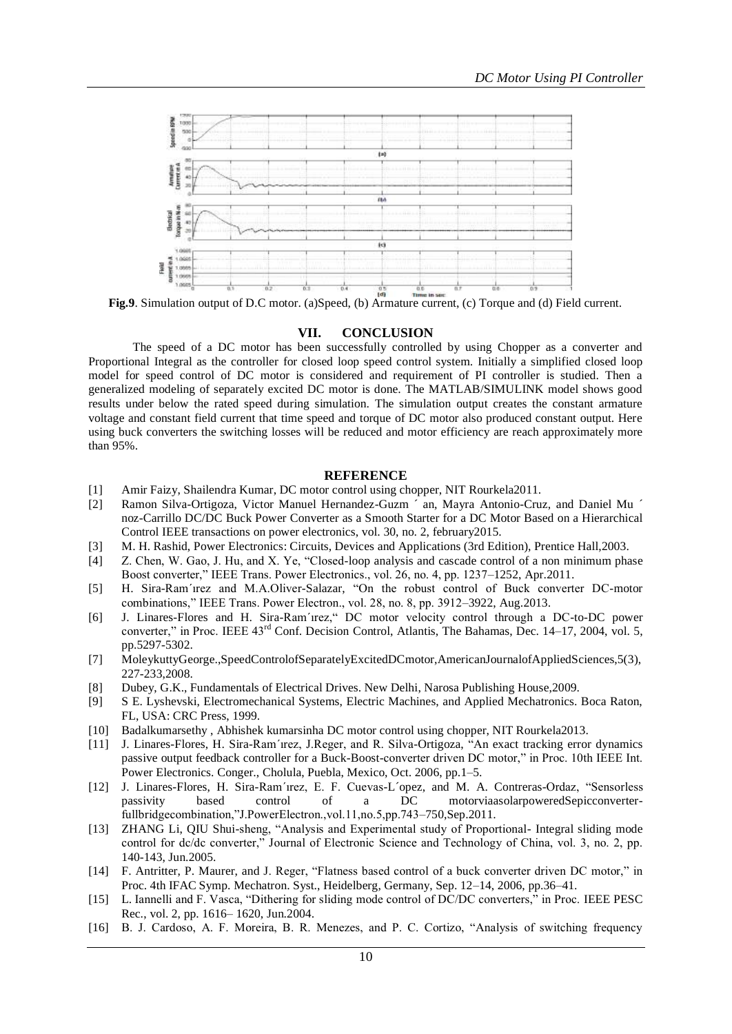**Fig.9**. Simulation output of D.C motor. (a)Speed, (b) Armature current, (c) Torque and (d) Field current.

## VII. CONCLUSION

The speed of a DC motor has been successfully controlled by using Chopper as a converter and Proportional Integral as the controller for closed loop speed control system. Initially a simplified closed loop model for speed control of DC motor is considered and requirement of PI controller is studied. Then a generalized modeling of separately excited DC motor is done. The MATLAB/SIMULINK model shows good results under below the rated speed during simulation. The simulation output creates the constant armature voltage and constant field current that time speed and torque of DC motor also produced constant output. Here using buck converters the switching losses will be reduced and motor efficiency are reach approximately more than 95%.

## REFERENCE

[1] Amir Faizy, Shailendra Kumar, DC motor control using chopper, NIT Rourkela2011.

[2] Ramon Silva-Ortigoza, Victor Manuel Hernandez-Guzm ´ an, Mayra Antonio-Cruz, and Daniel Mu ´ noz-Carrillo DC/DC Buck Power Converter as a Smooth Starter for a DC Motor Based on a Hierarchical Control IEEE transactions on power electronics, vol. 30, no. 2, february2015.

[3] M. H. Rashid, Power Electronics: Circuits, Devices and Applications (3rd Edition), Prentice Hall,2003.

[4] Z. Chen, W. Gao, J. Hu, and X. Ye, "Closed-loop analysis and cascade control of a non minimum phase Boost converter," IEEE Trans. Power Electronics., vol. 26, no. 4, pp. 1237–1252, Apr.2011.

[5] H. Sira-Ram´ırez and M.A.Oliver-Salazar, "On the robust control of Buck converter DC-motor combinations," IEEE Trans. Power Electron., vol. 28, no. 8, pp. 3912–3922, Aug.2013.

[6] J. Linares-Flores and H. Sira-Ram´ırez," DC motor velocity control through a DC-to-DC power converter," in Proc. IEEE 43rd Conf. Decision Control, Atlantis, The Bahamas, Dec. 14–17, 2004, vol. 5, pp.5297-5302.

[7] MoleykuttyGeorge.,SpeedControlofSeparatelyExcitedDCmotor,AmericanJournalofAppliedSciences,5(3), 227-233,2008.

[8] Dubey, G.K., Fundamentals of Electrical Drives. New Delhi, Narosa Publishing House,2009.

[9] S E. Lyshevski, Electromechanical Systems, Electric Machines, and Applied Mechatronics. Boca Raton, FL, USA: CRC Press, 1999.

[10] Badalkumarsethy , Abhishek kumarsinha DC motor control using chopper, NIT Rourkela2013.

[11] J. Linares-Flores, H. Sira-Ram´ırez, J.Reger, and R. Silva-Ortigoza, "An exact tracking error dynamics passive output feedback controller for a Buck-Boost-converter driven DC motor," in Proc. 10th IEEE Int. Power Electronics. Conger., Cholula, Puebla, Mexico, Oct. 2006, pp.1–5.

[12] J. Linares-Flores, H. Sira-Ram´ırez, E. F. Cuevas-L´opez, and M. A. Contreras-Ordaz, "Sensorless passivity based control of a DC motorviaasolarpoweredSepicconverter-fullbridgecombination,"J.PowerElectron.,vol.11,no.5,pp.743–750,Sep.2011.

[13] ZHANG Li, QIU Shui-sheng, "Analysis and Experimental study of Proportional- Integral sliding mode control for dc/dc converter," Journal of Electronic Science and Technology of China, vol. 3, no. 2, pp. 140-143, Jun.2005.

[14] F. Antritter, P. Maurer, and J. Reger, "Flatness based control of a buck converter driven DC motor," in Proc. 4th IFAC Symp. Mechatron. Syst., Heidelberg, Germany, Sep. 12–14, 2006, pp.36–41.

[15] L. Iannelli and F. Vasca, "Dithering for sliding mode control of DC/DC converters," in Proc. IEEE PESC Rec., vol. 2, pp. 1616– 1620, Jun.2004.

[16] B. J. Cardoso, A. F. Moreira, B. R. Menezes, and P. C. Cortizo, "Analysis of switching frequency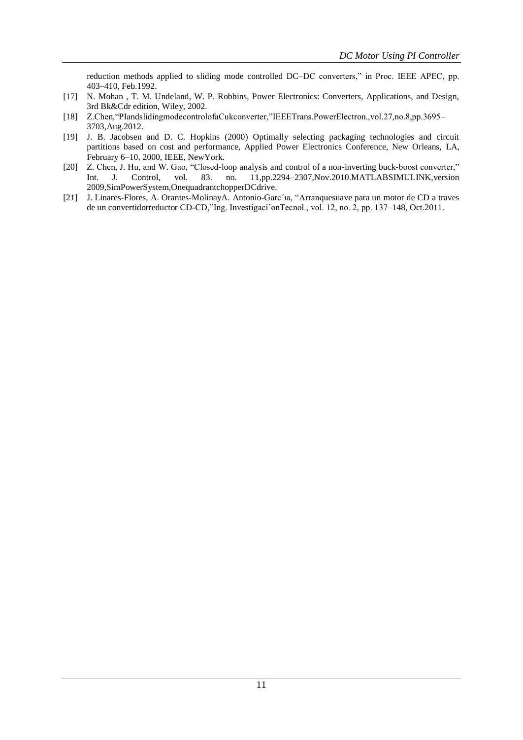reduction methods applied to sliding mode controlled DC–DC converters," in Proc. IEEE APEC, pp. 403–410, Feb.1992.

[17] N. Mohan , T. M. Undeland, W. P. Robbins, Power Electronics: Converters, Applications, and Design, 3rd Bk&Cdr edition, Wiley, 2002.

[18] Z.Chen,"PIandslidingmodecontrolofaCukconverter,"IEEETrans.PowerElectron.,vol.27,no.8,pp.3695–3703,Aug.2012.

[19] J. B. Jacobsen and D. C. Hopkins (2000) Optimally selecting packaging technologies and circuit partitions based on cost and performance, Applied Power Electronics Conference, New Orleans, LA, February 6–10, 2000, IEEE, NewYork.

[20] Z. Chen, J. Hu, and W. Gao, "Closed-loop analysis and control of a non-inverting buck-boost converter," Int. J. Control, vol. 83. no. 11,pp.2294–2307,Nov.2010.MATLABSIMULINK,version 2009,SimPowerSystem,OnequadrantchopperDCdrive.

[21] J. Linares-Flores, A. Orantes-MolinayA. Antonio-Garc´ıa, "Arranquesuave para un motor de CD a traves de un convertidorreductor CD-CD,"Ing. Investigaci´onTecnol., vol. 12, no. 2, pp. 137–148, Oct.2011.